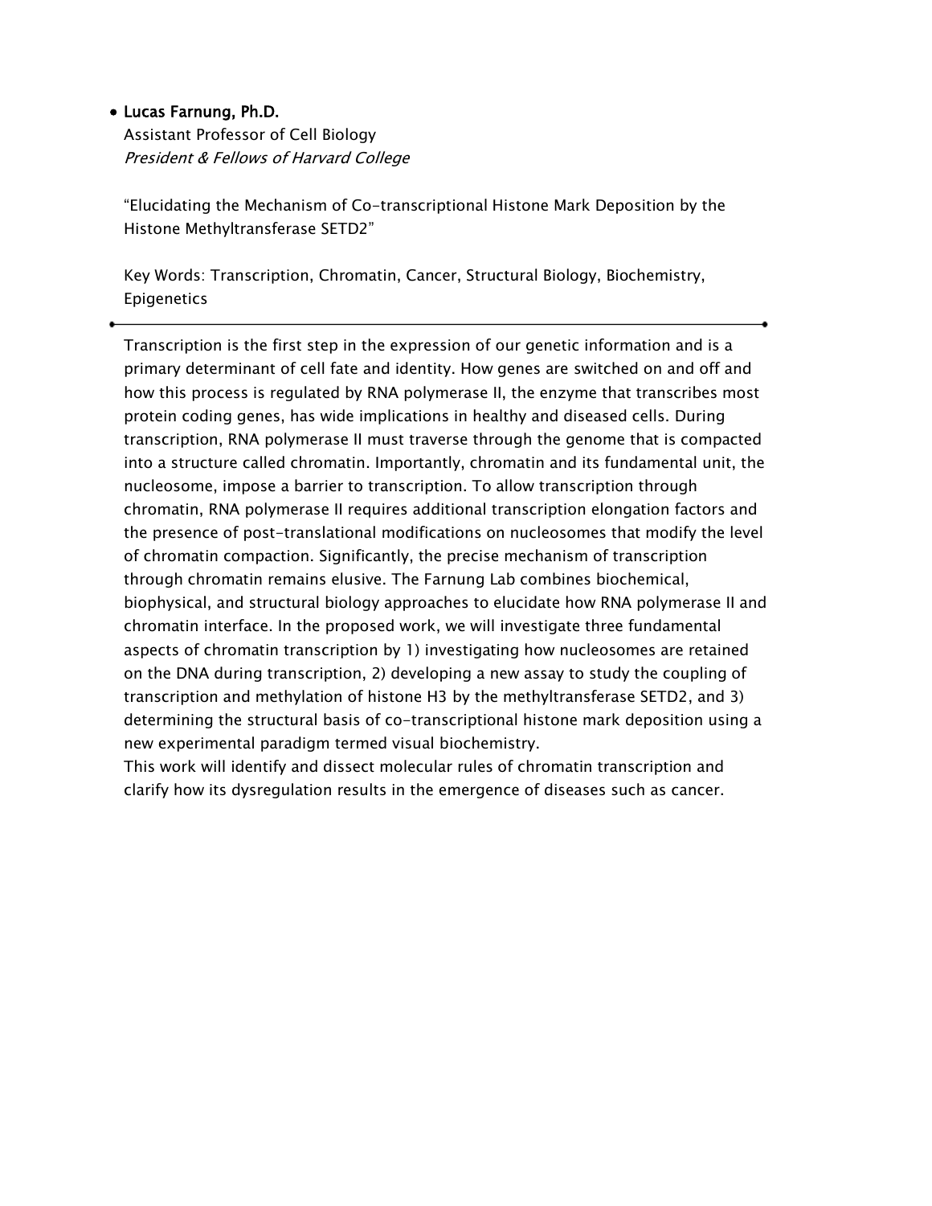- **Lucas Farnung, Ph.D.**
  Assistant Professor of Cell Biology
  *President & Fellows of Harvard College*

  "Elucidating the Mechanism of Co-transcriptional Histone Mark Deposition by the Histone Methyltransferase SETD2"

  Key Words: Transcription, Chromatin, Cancer, Structural Biology, Biochemistry, Epigenetics

---

Transcription is the first step in the expression of our genetic information and is a primary determinant of cell fate and identity. How genes are switched on and off and how this process is regulated by RNA polymerase II, the enzyme that transcribes most protein coding genes, has wide implications in healthy and diseased cells. During transcription, RNA polymerase II must traverse through the genome that is compacted into a structure called chromatin. Importantly, chromatin and its fundamental unit, the nucleosome, impose a barrier to transcription. To allow transcription through chromatin, RNA polymerase II requires additional transcription elongation factors and the presence of post-translational modifications on nucleosomes that modify the level of chromatin compaction. Significantly, the precise mechanism of transcription through chromatin remains elusive. The Farnung Lab combines biochemical, biophysical, and structural biology approaches to elucidate how RNA polymerase II and chromatin interface. In the proposed work, we will investigate three fundamental aspects of chromatin transcription by 1) investigating how nucleosomes are retained on the DNA during transcription, 2) developing a new assay to study the coupling of transcription and methylation of histone H3 by the methyltransferase SETD2, and 3) determining the structural basis of co-transcriptional histone mark deposition using a new experimental paradigm termed visual biochemistry.
This work will identify and dissect molecular rules of chromatin transcription and clarify how its dysregulation results in the emergence of diseases such as cancer.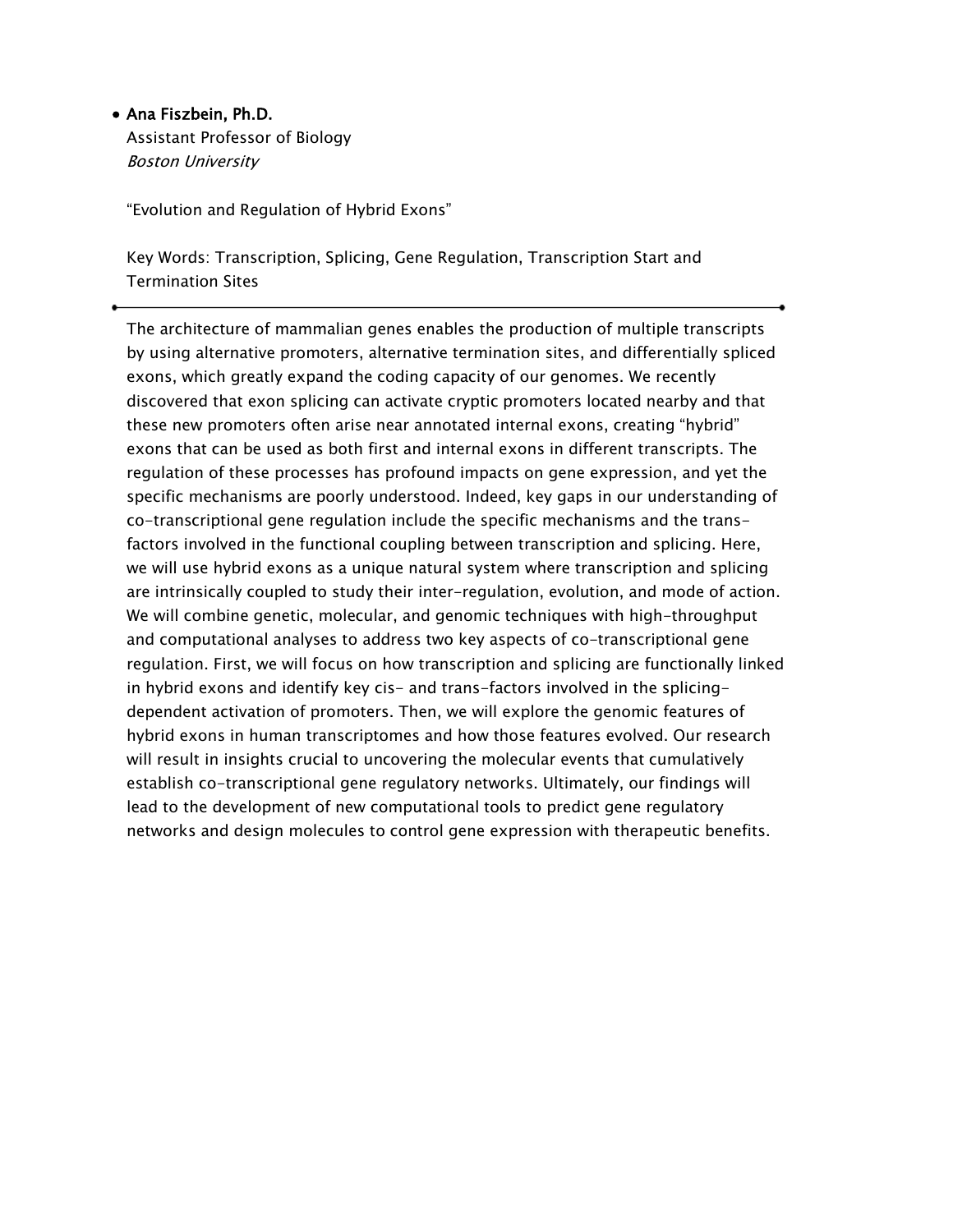- **Ana Fiszbein, Ph.D.**
  Assistant Professor of Biology
  *Boston University*

  "Evolution and Regulation of Hybrid Exons"

  Key Words: Transcription, Splicing, Gene Regulation, Transcription Start and Termination Sites

---

The architecture of mammalian genes enables the production of multiple transcripts by using alternative promoters, alternative termination sites, and differentially spliced exons, which greatly expand the coding capacity of our genomes. We recently discovered that exon splicing can activate cryptic promoters located nearby and that these new promoters often arise near annotated internal exons, creating "hybrid" exons that can be used as both first and internal exons in different transcripts. The regulation of these processes has profound impacts on gene expression, and yet the specific mechanisms are poorly understood. Indeed, key gaps in our understanding of co-transcriptional gene regulation include the specific mechanisms and the trans-factors involved in the functional coupling between transcription and splicing. Here, we will use hybrid exons as a unique natural system where transcription and splicing are intrinsically coupled to study their inter-regulation, evolution, and mode of action. We will combine genetic, molecular, and genomic techniques with high-throughput and computational analyses to address two key aspects of co-transcriptional gene regulation. First, we will focus on how transcription and splicing are functionally linked in hybrid exons and identify key cis- and trans-factors involved in the splicing-dependent activation of promoters. Then, we will explore the genomic features of hybrid exons in human transcriptomes and how those features evolved. Our research will result in insights crucial to uncovering the molecular events that cumulatively establish co-transcriptional gene regulatory networks. Ultimately, our findings will lead to the development of new computational tools to predict gene regulatory networks and design molecules to control gene expression with therapeutic benefits.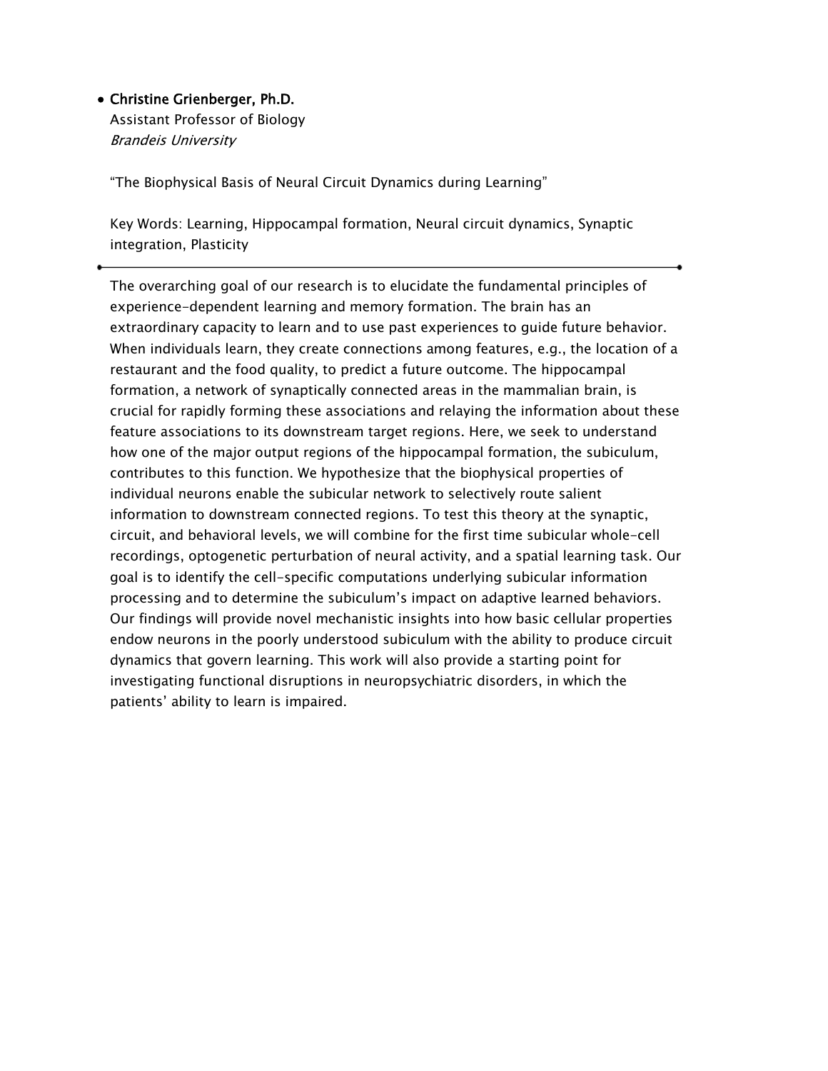- **Christine Grienberger, Ph.D.**
  Assistant Professor of Biology
  *Brandeis University*

  "The Biophysical Basis of Neural Circuit Dynamics during Learning"

  Key Words: Learning, Hippocampal formation, Neural circuit dynamics, Synaptic integration, Plasticity

---

The overarching goal of our research is to elucidate the fundamental principles of experience-dependent learning and memory formation. The brain has an extraordinary capacity to learn and to use past experiences to guide future behavior. When individuals learn, they create connections among features, e.g., the location of a restaurant and the food quality, to predict a future outcome. The hippocampal formation, a network of synaptically connected areas in the mammalian brain, is crucial for rapidly forming these associations and relaying the information about these feature associations to its downstream target regions. Here, we seek to understand how one of the major output regions of the hippocampal formation, the subiculum, contributes to this function. We hypothesize that the biophysical properties of individual neurons enable the subicular network to selectively route salient information to downstream connected regions. To test this theory at the synaptic, circuit, and behavioral levels, we will combine for the first time subicular whole-cell recordings, optogenetic perturbation of neural activity, and a spatial learning task. Our goal is to identify the cell-specific computations underlying subicular information processing and to determine the subiculum's impact on adaptive learned behaviors. Our findings will provide novel mechanistic insights into how basic cellular properties endow neurons in the poorly understood subiculum with the ability to produce circuit dynamics that govern learning. This work will also provide a starting point for investigating functional disruptions in neuropsychiatric disorders, in which the patients' ability to learn is impaired.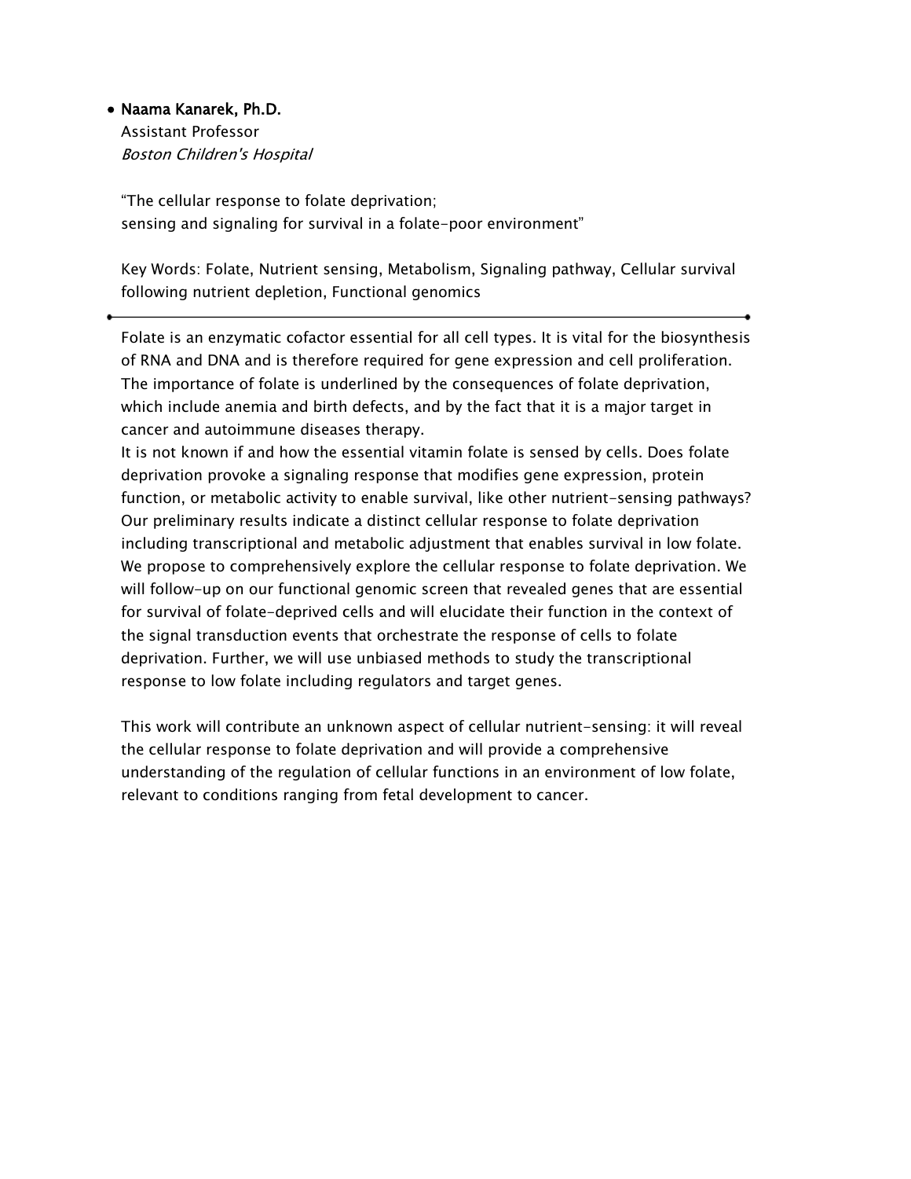- **Naama Kanarek, Ph.D.**
  Assistant Professor
  *Boston Children's Hospital*

  "The cellular response to folate deprivation;
  sensing and signaling for survival in a folate-poor environment"

  Key Words: Folate, Nutrient sensing, Metabolism, Signaling pathway, Cellular survival following nutrient depletion, Functional genomics

---

Folate is an enzymatic cofactor essential for all cell types. It is vital for the biosynthesis of RNA and DNA and is therefore required for gene expression and cell proliferation. The importance of folate is underlined by the consequences of folate deprivation, which include anemia and birth defects, and by the fact that it is a major target in cancer and autoimmune diseases therapy.
It is not known if and how the essential vitamin folate is sensed by cells. Does folate deprivation provoke a signaling response that modifies gene expression, protein function, or metabolic activity to enable survival, like other nutrient-sensing pathways? Our preliminary results indicate a distinct cellular response to folate deprivation including transcriptional and metabolic adjustment that enables survival in low folate. We propose to comprehensively explore the cellular response to folate deprivation. We will follow-up on our functional genomic screen that revealed genes that are essential for survival of folate-deprived cells and will elucidate their function in the context of the signal transduction events that orchestrate the response of cells to folate deprivation. Further, we will use unbiased methods to study the transcriptional response to low folate including regulators and target genes.

This work will contribute an unknown aspect of cellular nutrient-sensing: it will reveal the cellular response to folate deprivation and will provide a comprehensive understanding of the regulation of cellular functions in an environment of low folate, relevant to conditions ranging from fetal development to cancer.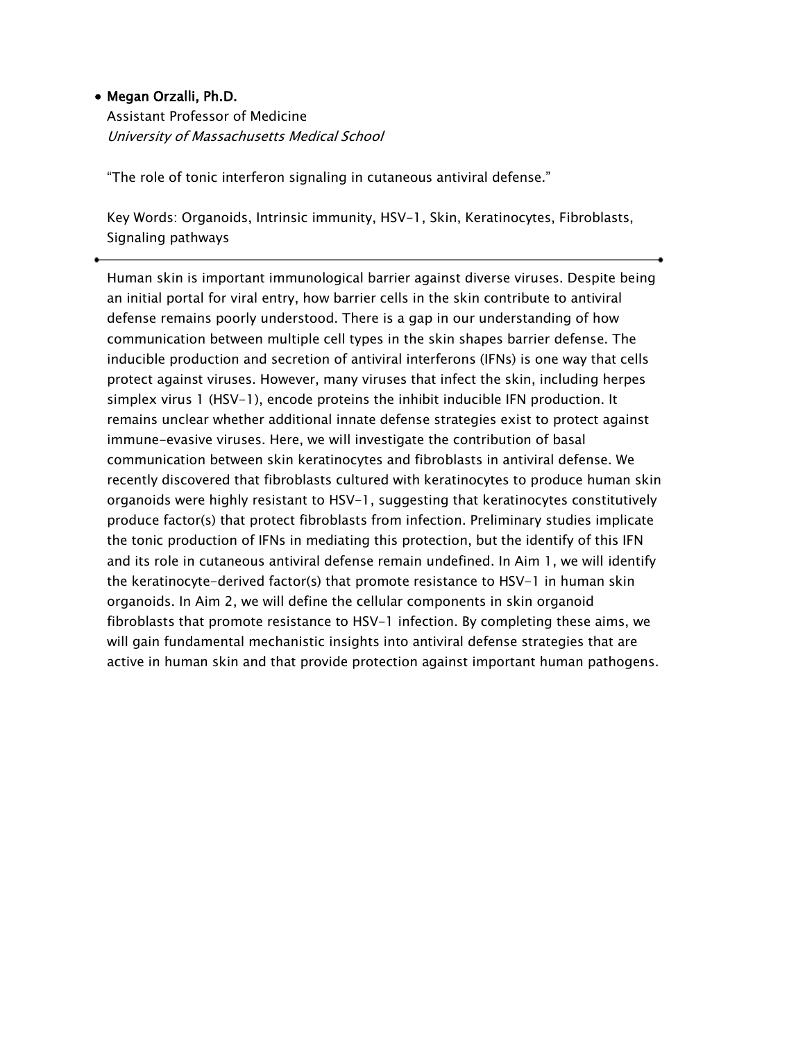- **Megan Orzalli, Ph.D.**
  Assistant Professor of Medicine
  *University of Massachusetts Medical School*

  "The role of tonic interferon signaling in cutaneous antiviral defense."

  Key Words: Organoids, Intrinsic immunity, HSV-1, Skin, Keratinocytes, Fibroblasts, Signaling pathways

---

Human skin is important immunological barrier against diverse viruses. Despite being an initial portal for viral entry, how barrier cells in the skin contribute to antiviral defense remains poorly understood. There is a gap in our understanding of how communication between multiple cell types in the skin shapes barrier defense. The inducible production and secretion of antiviral interferons (IFNs) is one way that cells protect against viruses. However, many viruses that infect the skin, including herpes simplex virus 1 (HSV-1), encode proteins the inhibit inducible IFN production. It remains unclear whether additional innate defense strategies exist to protect against immune-evasive viruses. Here, we will investigate the contribution of basal communication between skin keratinocytes and fibroblasts in antiviral defense. We recently discovered that fibroblasts cultured with keratinocytes to produce human skin organoids were highly resistant to HSV-1, suggesting that keratinocytes constitutively produce factor(s) that protect fibroblasts from infection. Preliminary studies implicate the tonic production of IFNs in mediating this protection, but the identify of this IFN and its role in cutaneous antiviral defense remain undefined. In Aim 1, we will identify the keratinocyte-derived factor(s) that promote resistance to HSV-1 in human skin organoids. In Aim 2, we will define the cellular components in skin organoid fibroblasts that promote resistance to HSV-1 infection. By completing these aims, we will gain fundamental mechanistic insights into antiviral defense strategies that are active in human skin and that provide protection against important human pathogens.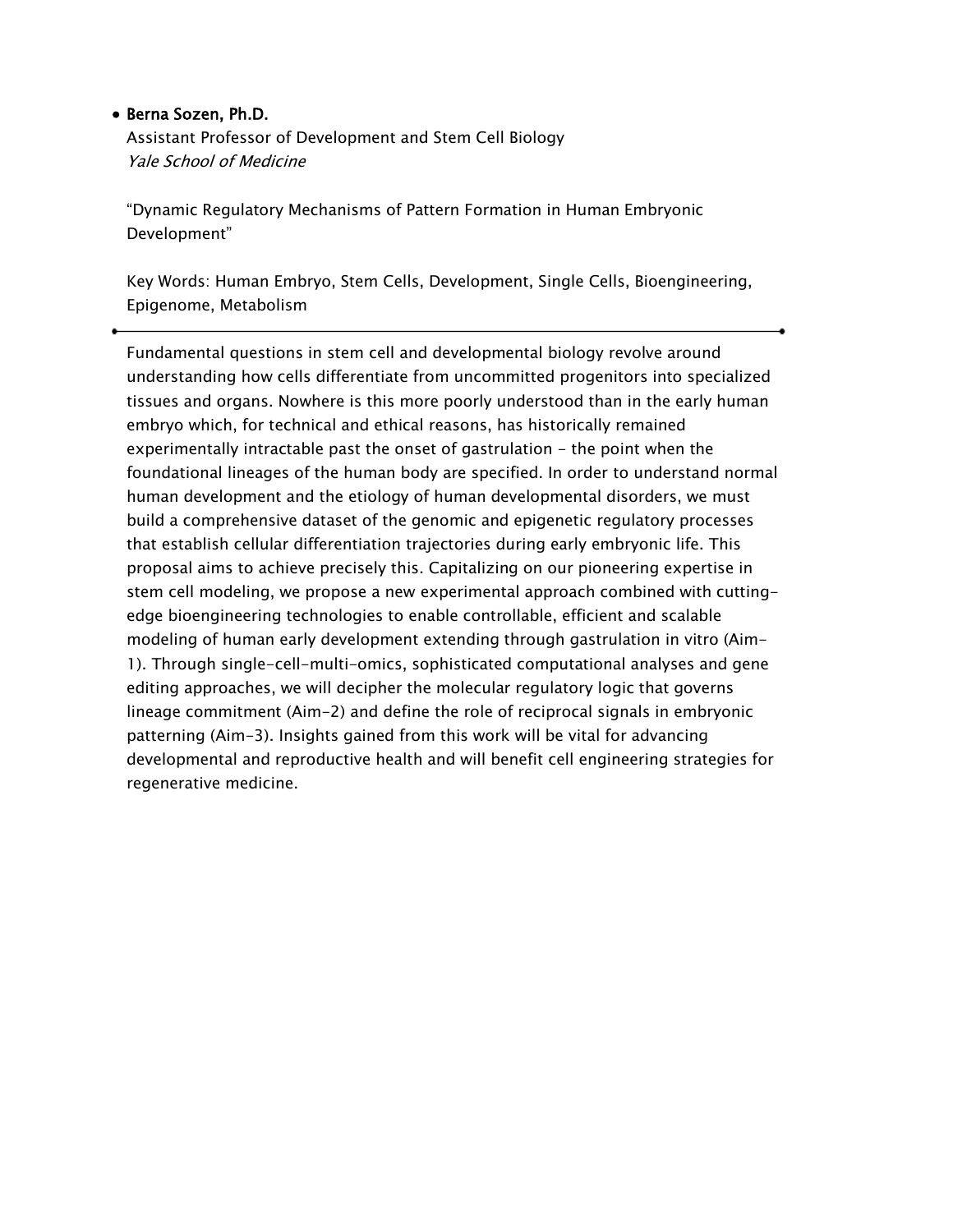- **Berna Sozen, Ph.D.**
  Assistant Professor of Development and Stem Cell Biology
  *Yale School of Medicine*

  "Dynamic Regulatory Mechanisms of Pattern Formation in Human Embryonic Development"

  Key Words: Human Embryo, Stem Cells, Development, Single Cells, Bioengineering, Epigenome, Metabolism

---

Fundamental questions in stem cell and developmental biology revolve around understanding how cells differentiate from uncommitted progenitors into specialized tissues and organs. Nowhere is this more poorly understood than in the early human embryo which, for technical and ethical reasons, has historically remained experimentally intractable past the onset of gastrulation - the point when the foundational lineages of the human body are specified. In order to understand normal human development and the etiology of human developmental disorders, we must build a comprehensive dataset of the genomic and epigenetic regulatory processes that establish cellular differentiation trajectories during early embryonic life. This proposal aims to achieve precisely this. Capitalizing on our pioneering expertise in stem cell modeling, we propose a new experimental approach combined with cutting-edge bioengineering technologies to enable controllable, efficient and scalable modeling of human early development extending through gastrulation in vitro (Aim-1). Through single-cell-multi-omics, sophisticated computational analyses and gene editing approaches, we will decipher the molecular regulatory logic that governs lineage commitment (Aim-2) and define the role of reciprocal signals in embryonic patterning (Aim-3). Insights gained from this work will be vital for advancing developmental and reproductive health and will benefit cell engineering strategies for regenerative medicine.